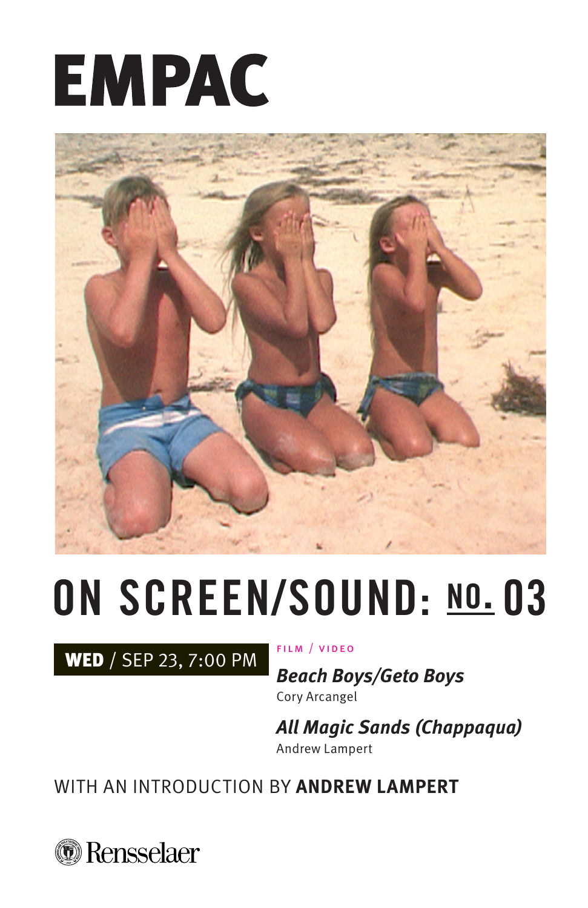# EMPAC

# ON SCREEN/SOUND: NO. 03

**WED** / SEP 23, 7:00 PM

FILM / VIDEO

***Beach Boys/Geto Boys***
Cory Arcangel

***All Magic Sands (Chappaqua)***
Andrew Lampert

WITH AN INTRODUCTION BY **ANDREW LAMPERT**

Rensselaer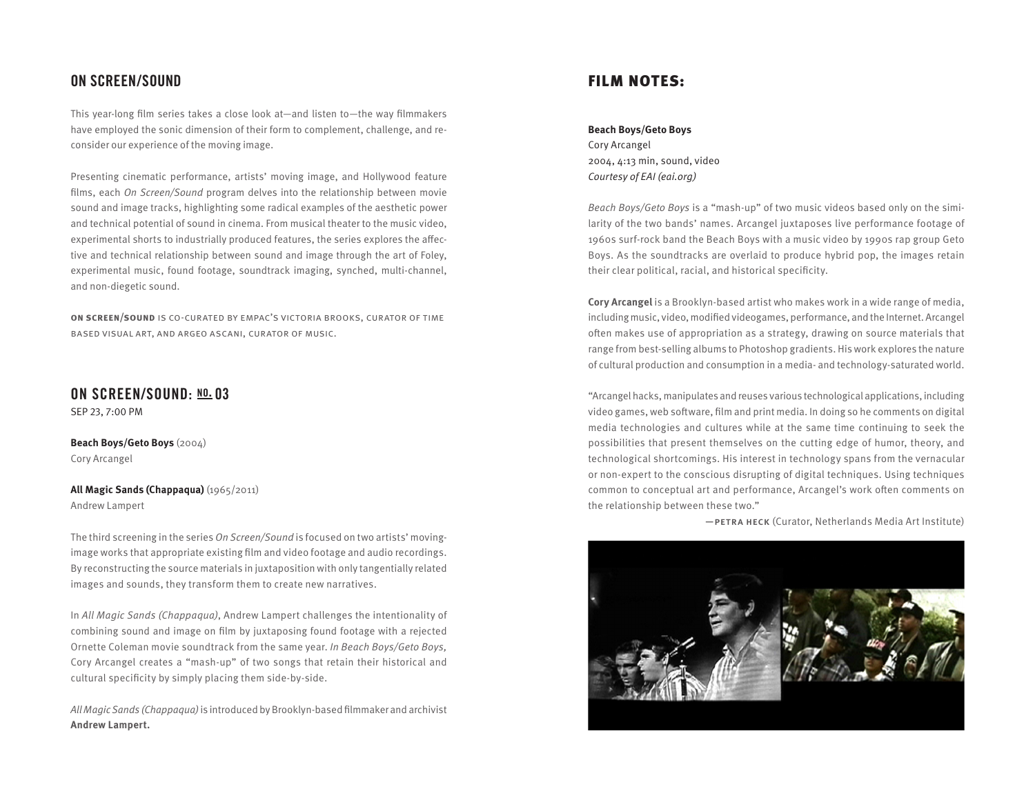## ON SCREEN/SOUND

This year-long film series takes a close look at—and listen to—the way filmmakers have employed the sonic dimension of their form to complement, challenge, and reconsider our experience of the moving image.

Presenting cinematic performance, artists' moving image, and Hollywood feature films, each *On Screen/Sound* program delves into the relationship between movie sound and image tracks, highlighting some radical examples of the aesthetic power and technical potential of sound in cinema. From musical theater to the music video, experimental shorts to industrially produced features, the series explores the affective and technical relationship between sound and image through the art of Foley, experimental music, found footage, soundtrack imaging, synched, multi-channel, and non-diegetic sound.

**ON SCREEN/SOUND** IS CO-CURATED BY EMPAC'S VICTORIA BROOKS, CURATOR OF TIME BASED VISUAL ART, AND ARGEO ASCANI, CURATOR OF MUSIC.

## ON SCREEN/SOUND: NO. 03

SEP 23, 7:00 PM

**Beach Boys/Geto Boys** (2004)
Cory Arcangel

**All Magic Sands (Chappaqua)** (1965/2011)
Andrew Lampert

The third screening in the series *On Screen/Sound* is focused on two artists' moving-image works that appropriate existing film and video footage and audio recordings. By reconstructing the source materials in juxtaposition with only tangentially related images and sounds, they transform them to create new narratives.

In *All Magic Sands (Chappaqua)*, Andrew Lampert challenges the intentionality of combining sound and image on film by juxtaposing found footage with a rejected Ornette Coleman movie soundtrack from the same year. *In Beach Boys/Geto Boys,* Cory Arcangel creates a "mash-up" of two songs that retain their historical and cultural specificity by simply placing them side-by-side.

*All Magic Sands (Chappaqua)* is introduced by Brooklyn-based filmmaker and archivist **Andrew Lampert.**

## FILM NOTES:

**Beach Boys/Geto Boys**
Cory Arcangel
2004, 4:13 min, sound, video
*Courtesy of EAI (eai.org)*

*Beach Boys/Geto Boys* is a "mash-up" of two music videos based only on the similarity of the two bands' names. Arcangel juxtaposes live performance footage of 1960s surf-rock band the Beach Boys with a music video by 1990s rap group Geto Boys. As the soundtracks are overlaid to produce hybrid pop, the images retain their clear political, racial, and historical specificity.

**Cory Arcangel** is a Brooklyn-based artist who makes work in a wide range of media, including music, video, modified videogames, performance, and the Internet. Arcangel often makes use of appropriation as a strategy, drawing on source materials that range from best-selling albums to Photoshop gradients. His work explores the nature of cultural production and consumption in a media- and technology-saturated world.

"Arcangel hacks, manipulates and reuses various technological applications, including video games, web software, film and print media. In doing so he comments on digital media technologies and cultures while at the same time continuing to seek the possibilities that present themselves on the cutting edge of humor, theory, and technological shortcomings. His interest in technology spans from the vernacular or non-expert to the conscious disrupting of digital techniques. Using techniques common to conceptual art and performance, Arcangel's work often comments on the relationship between these two."

—**PETRA HECK** (Curator, Netherlands Media Art Institute)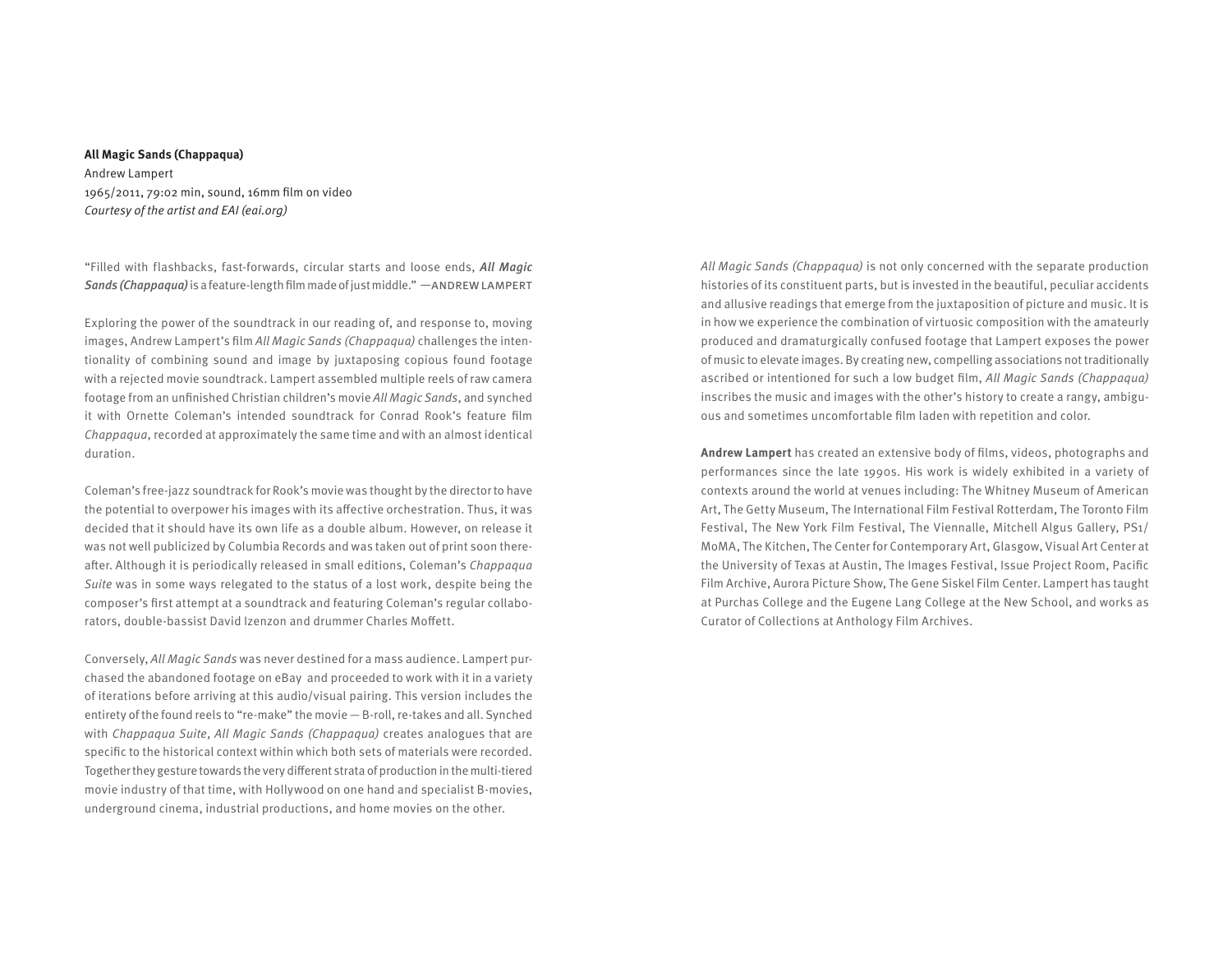**All Magic Sands (Chappaqua)**
Andrew Lampert
1965/2011, 79:02 min, sound, 16mm film on video
*Courtesy of the artist and EAI (eai.org)*

"Filled with flashbacks, fast-forwards, circular starts and loose ends, ***All Magic Sands (Chappaqua)*** is a feature-length film made of just middle." —ANDREW LAMPERT

Exploring the power of the soundtrack in our reading of, and response to, moving images, Andrew Lampert's film *All Magic Sands (Chappaqua)* challenges the intentionality of combining sound and image by juxtaposing copious found footage with a rejected movie soundtrack. Lampert assembled multiple reels of raw camera footage from an unfinished Christian children's movie *All Magic Sands*, and synched it with Ornette Coleman's intended soundtrack for Conrad Rook's feature film *Chappaqua*, recorded at approximately the same time and with an almost identical duration.

Coleman's free-jazz soundtrack for Rook's movie was thought by the director to have the potential to overpower his images with its affective orchestration. Thus, it was decided that it should have its own life as a double album. However, on release it was not well publicized by Columbia Records and was taken out of print soon thereafter. Although it is periodically released in small editions, Coleman's *Chappaqua Suite* was in some ways relegated to the status of a lost work, despite being the composer's first attempt at a soundtrack and featuring Coleman's regular collaborators, double-bassist David Izenzon and drummer Charles Moffett.

Conversely, *All Magic Sands* was never destined for a mass audience. Lampert purchased the abandoned footage on eBay and proceeded to work with it in a variety of iterations before arriving at this audio/visual pairing. This version includes the entirety of the found reels to "re-make" the movie — B-roll, re-takes and all. Synched with *Chappaqua Suite*, *All Magic Sands (Chappaqua)* creates analogues that are specific to the historical context within which both sets of materials were recorded. Together they gesture towards the very different strata of production in the multi-tiered movie industry of that time, with Hollywood on one hand and specialist B-movies, underground cinema, industrial productions, and home movies on the other.

*All Magic Sands (Chappaqua)* is not only concerned with the separate production histories of its constituent parts, but is invested in the beautiful, peculiar accidents and allusive readings that emerge from the juxtaposition of picture and music. It is in how we experience the combination of virtuosic composition with the amateurly produced and dramaturgically confused footage that Lampert exposes the power of music to elevate images. By creating new, compelling associations not traditionally ascribed or intentioned for such a low budget film, *All Magic Sands (Chappaqua)* inscribes the music and images with the other's history to create a rangy, ambiguous and sometimes uncomfortable film laden with repetition and color.

**Andrew Lampert** has created an extensive body of films, videos, photographs and performances since the late 1990s. His work is widely exhibited in a variety of contexts around the world at venues including: The Whitney Museum of American Art, The Getty Museum, The International Film Festival Rotterdam, The Toronto Film Festival, The New York Film Festival, The Viennalle, Mitchell Algus Gallery, PS1/MoMA, The Kitchen, The Center for Contemporary Art, Glasgow, Visual Art Center at the University of Texas at Austin, The Images Festival, Issue Project Room, Pacific Film Archive, Aurora Picture Show, The Gene Siskel Film Center. Lampert has taught at Purchas College and the Eugene Lang College at the New School, and works as Curator of Collections at Anthology Film Archives.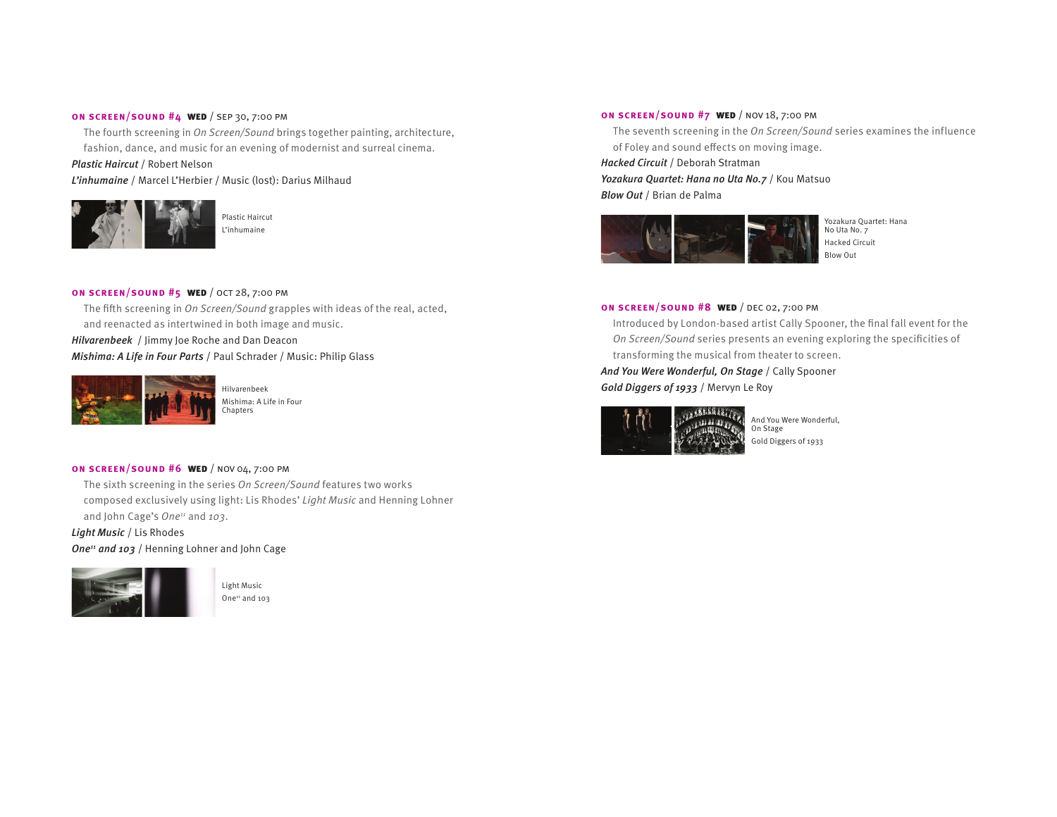### ON SCREEN/SOUND #4 **WED** / SEP 30, 7:00 PM

The fourth screening in *On Screen/Sound* brings together painting, architecture, fashion, dance, and music for an evening of modernist and surreal cinema.

***Plastic Haircut*** / Robert Nelson

***L'inhumaine*** / Marcel L'Herbier / Music (lost): Darius Milhaud

Plastic Haircut
L'inhumaine

### ON SCREEN/SOUND #5 **WED** / OCT 28, 7:00 PM

The fifth screening in *On Screen/Sound* grapples with ideas of the real, acted, and reenacted as intertwined in both image and music.

***Hilvarenbeek*** / Jimmy Joe Roche and Dan Deacon

***Mishima: A Life in Four Parts*** / Paul Schrader / Music: Philip Glass

Hilvarenbeek
Mishima: A Life in Four Chapters

### ON SCREEN/SOUND #6 **WED** / NOV 04, 7:00 PM

The sixth screening in the series *On Screen/Sound* features two works composed exclusively using light: Lis Rhodes' *Light Music* and Henning Lohner and John Cage's *One*[11] and *103*.

***Light Music*** / Lis Rhodes

***One*[11] *and 103*** / Henning Lohner and John Cage

Light Music
One[11] and 103

### ON SCREEN/SOUND #7 **WED** / NOV 18, 7:00 PM

The seventh screening in the *On Screen/Sound* series examines the influence of Foley and sound effects on moving image.

***Hacked Circuit*** / Deborah Stratman

***Yozakura Quartet: Hana no Uta No.7*** / Kou Matsuo

***Blow Out*** / Brian de Palma

Yozakura Quartet: Hana No Uta No. 7
Hacked Circuit
Blow Out

### ON SCREEN/SOUND #8 **WED** / DEC 02, 7:00 PM

Introduced by London-based artist Cally Spooner, the final fall event for the *On Screen/Sound* series presents an evening exploring the specificities of transforming the musical from theater to screen.

***And You Were Wonderful, On Stage*** / Cally Spooner

***Gold Diggers of 1933*** / Mervyn Le Roy

And You Were Wonderful, On Stage
Gold Diggers of 1933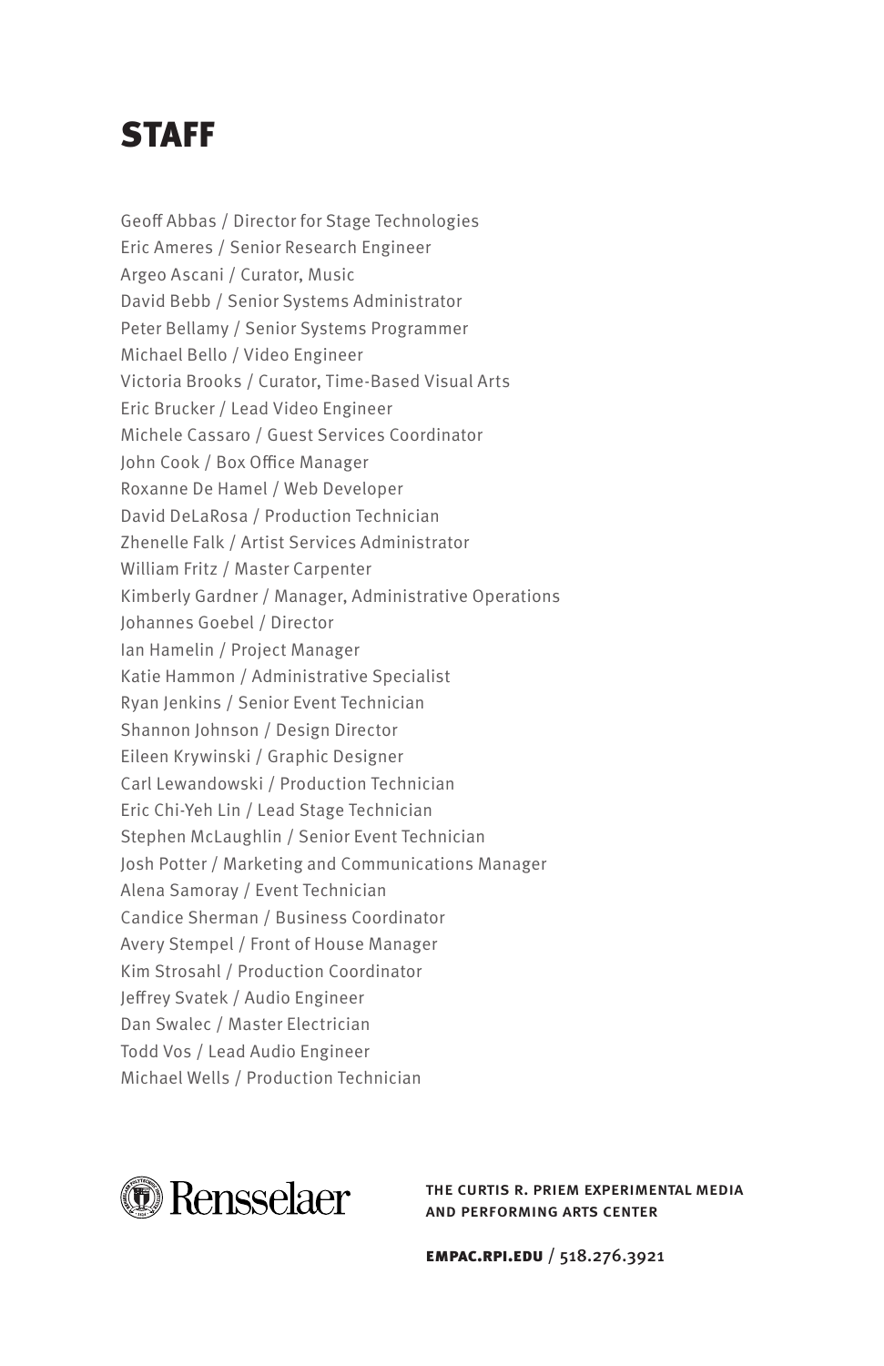# STAFF

Geoff Abbas / Director for Stage Technologies
Eric Ameres / Senior Research Engineer
Argeo Ascani / Curator, Music
David Bebb / Senior Systems Administrator
Peter Bellamy / Senior Systems Programmer
Michael Bello / Video Engineer
Victoria Brooks / Curator, Time-Based Visual Arts
Eric Brucker / Lead Video Engineer
Michele Cassaro / Guest Services Coordinator
John Cook / Box Office Manager
Roxanne De Hamel / Web Developer
David DeLaRosa / Production Technician
Zhenelle Falk / Artist Services Administrator
William Fritz / Master Carpenter
Kimberly Gardner / Manager, Administrative Operations
Johannes Goebel / Director
Ian Hamelin / Project Manager
Katie Hammon / Administrative Specialist
Ryan Jenkins / Senior Event Technician
Shannon Johnson / Design Director
Eileen Krywinski / Graphic Designer
Carl Lewandowski / Production Technician
Eric Chi-Yeh Lin / Lead Stage Technician
Stephen McLaughlin / Senior Event Technician
Josh Potter / Marketing and Communications Manager
Alena Samoray / Event Technician
Candice Sherman / Business Coordinator
Avery Stempel / Front of House Manager
Kim Strosahl / Production Coordinator
Jeffrey Svatek / Audio Engineer
Dan Swalec / Master Electrician
Todd Vos / Lead Audio Engineer
Michael Wells / Production Technician

Rensselaer

**THE CURTIS R. PRIEM EXPERIMENTAL MEDIA AND PERFORMING ARTS CENTER**

**EMPAC.RPI.EDU** / 518.276.3921